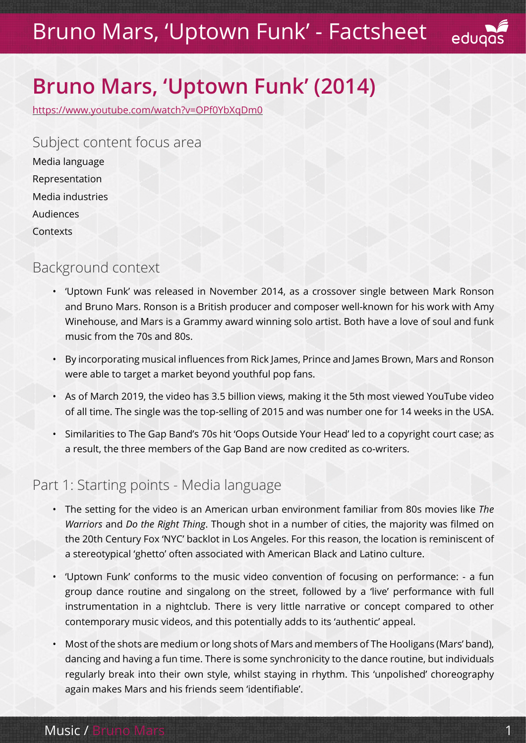# Bruno Mars, 'Uptown Funk' (2014)

https://www.youtube.com/watch?v=OPf0YbXqDm0

## Subject content focus area

Media language

Representation

Media industries

Audiences

Contexts

## Background context

- 'Uptown Funk' was released in November 2014, as a crossover single between Mark Ronson and Bruno Mars. Ronson is a British producer and composer well-known for his work with Amy Winehouse, and Mars is a Grammy award winning solo artist. Both have a love of soul and funk music from the 70s and 80s.
- By incorporating musical influences from Rick James, Prince and James Brown, Mars and Ronson were able to target a market beyond youthful pop fans.
- As of March 2019, the video has 3.5 billion views, making it the 5th most viewed YouTube video of all time. The single was the top-selling of 2015 and was number one for 14 weeks in the USA.
- Similarities to The Gap Band's 70s hit 'Oops Outside Your Head' led to a copyright court case; as a result, the three members of the Gap Band are now credited as co-writers.

## Part 1: Starting points - Media language

- The setting for the video is an American urban environment familiar from 80s movies like *The Warriors* and *Do the Right Thing*. Though shot in a number of cities, the majority was filmed on the 20th Century Fox 'NYC' backlot in Los Angeles. For this reason, the location is reminiscent of a stereotypical 'ghetto' often associated with American Black and Latino culture.
- 'Uptown Funk' conforms to the music video convention of focusing on performance: - a fun group dance routine and singalong on the street, followed by a 'live' performance with full instrumentation in a nightclub. There is very little narrative or concept compared to other contemporary music videos, and this potentially adds to its 'authentic' appeal.
- Most of the shots are medium or long shots of Mars and members of The Hooligans (Mars' band), dancing and having a fun time. There is some synchronicity to the dance routine, but individuals regularly break into their own style, whilst staying in rhythm. This 'unpolished' choreography again makes Mars and his friends seem 'identifiable'.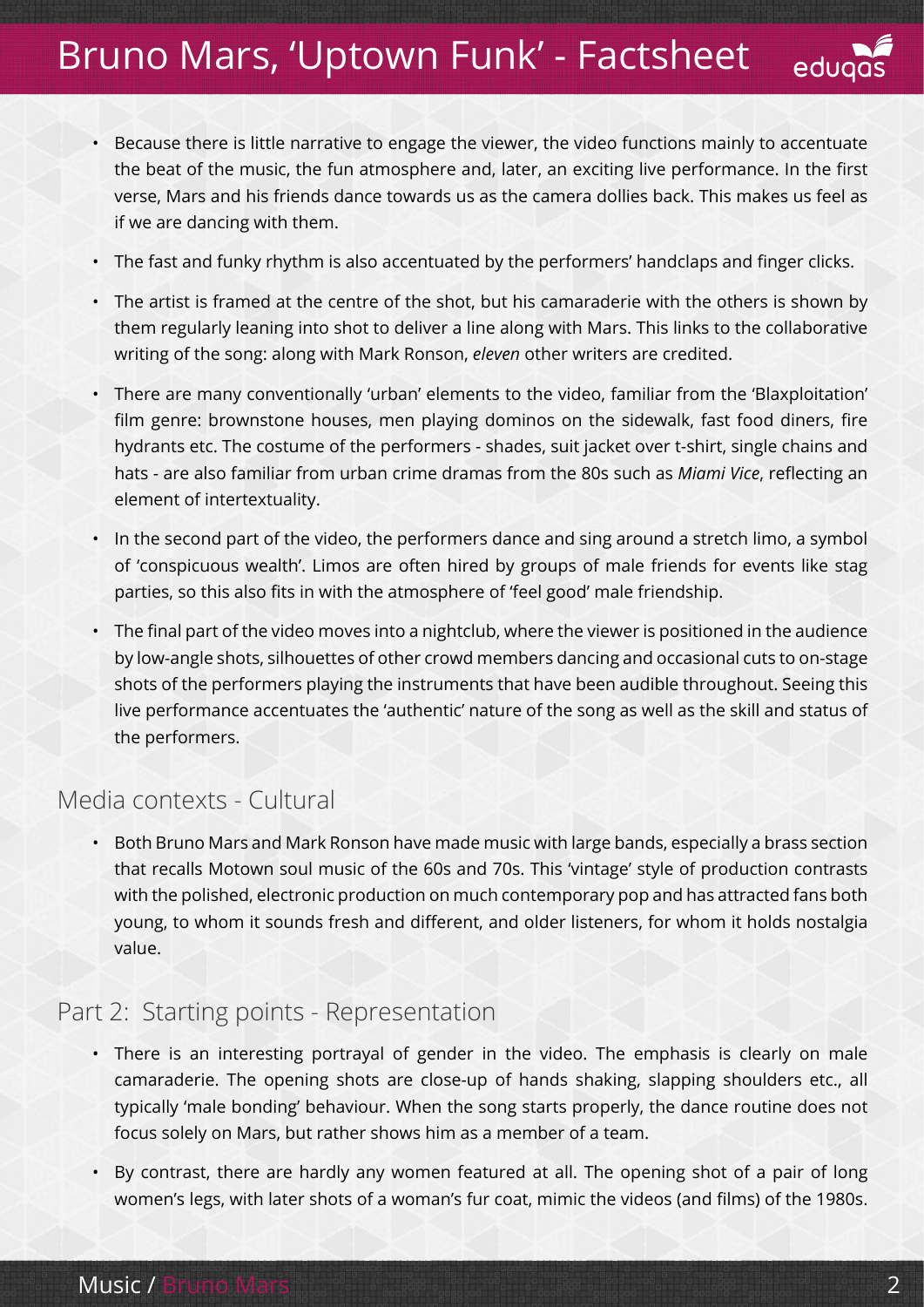- Because there is little narrative to engage the viewer, the video functions mainly to accentuate the beat of the music, the fun atmosphere and, later, an exciting live performance. In the first verse, Mars and his friends dance towards us as the camera dollies back. This makes us feel as if we are dancing with them.
- The fast and funky rhythm is also accentuated by the performers' handclaps and finger clicks.
- The artist is framed at the centre of the shot, but his camaraderie with the others is shown by them regularly leaning into shot to deliver a line along with Mars. This links to the collaborative writing of the song: along with Mark Ronson, *eleven* other writers are credited.
- There are many conventionally 'urban' elements to the video, familiar from the 'Blaxploitation' film genre: brownstone houses, men playing dominos on the sidewalk, fast food diners, fire hydrants etc. The costume of the performers - shades, suit jacket over t-shirt, single chains and hats - are also familiar from urban crime dramas from the 80s such as *Miami Vice*, reflecting an element of intertextuality.
- In the second part of the video, the performers dance and sing around a stretch limo, a symbol of 'conspicuous wealth'. Limos are often hired by groups of male friends for events like stag parties, so this also fits in with the atmosphere of 'feel good' male friendship.
- The final part of the video moves into a nightclub, where the viewer is positioned in the audience by low-angle shots, silhouettes of other crowd members dancing and occasional cuts to on-stage shots of the performers playing the instruments that have been audible throughout. Seeing this live performance accentuates the 'authentic' nature of the song as well as the skill and status of the performers.

## Media contexts - Cultural

- Both Bruno Mars and Mark Ronson have made music with large bands, especially a brass section that recalls Motown soul music of the 60s and 70s. This 'vintage' style of production contrasts with the polished, electronic production on much contemporary pop and has attracted fans both young, to whom it sounds fresh and different, and older listeners, for whom it holds nostalgia value.

## Part 2: Starting points - Representation

- There is an interesting portrayal of gender in the video. The emphasis is clearly on male camaraderie. The opening shots are close-up of hands shaking, slapping shoulders etc., all typically 'male bonding' behaviour. When the song starts properly, the dance routine does not focus solely on Mars, but rather shows him as a member of a team.
- By contrast, there are hardly any women featured at all. The opening shot of a pair of long women's legs, with later shots of a woman's fur coat, mimic the videos (and films) of the 1980s.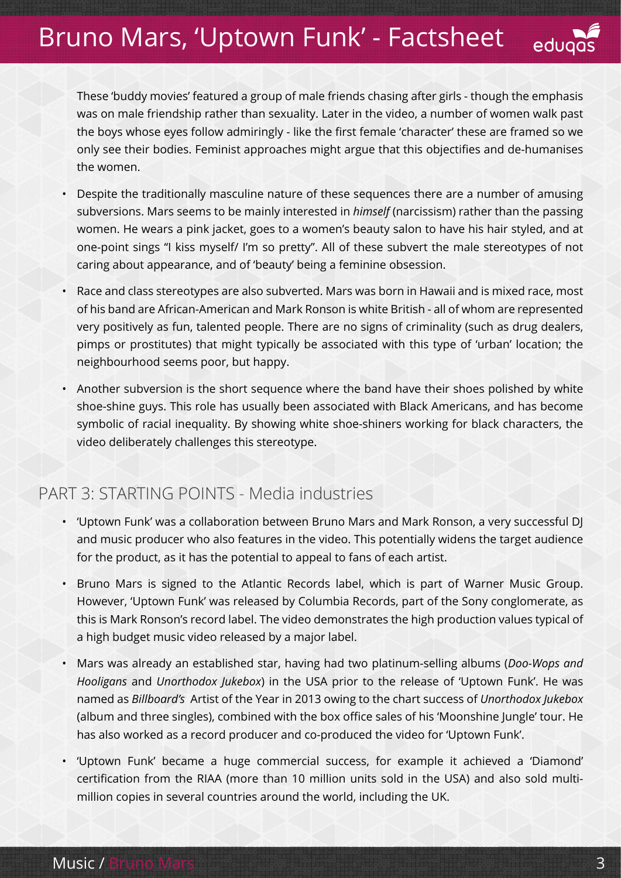These 'buddy movies' featured a group of male friends chasing after girls - though the emphasis was on male friendship rather than sexuality. Later in the video, a number of women walk past the boys whose eyes follow admiringly - like the first female 'character' these are framed so we only see their bodies. Feminist approaches might argue that this objectifies and de-humanises the women.

- Despite the traditionally masculine nature of these sequences there are a number of amusing subversions. Mars seems to be mainly interested in *himself* (narcissism) rather than the passing women. He wears a pink jacket, goes to a women's beauty salon to have his hair styled, and at one-point sings "I kiss myself/ I'm so pretty". All of these subvert the male stereotypes of not caring about appearance, and of 'beauty' being a feminine obsession.
- Race and class stereotypes are also subverted. Mars was born in Hawaii and is mixed race, most of his band are African-American and Mark Ronson is white British - all of whom are represented very positively as fun, talented people. There are no signs of criminality (such as drug dealers, pimps or prostitutes) that might typically be associated with this type of 'urban' location; the neighbourhood seems poor, but happy.
- Another subversion is the short sequence where the band have their shoes polished by white shoe-shine guys. This role has usually been associated with Black Americans, and has become symbolic of racial inequality. By showing white shoe-shiners working for black characters, the video deliberately challenges this stereotype.

## PART 3: STARTING POINTS - Media industries

- 'Uptown Funk' was a collaboration between Bruno Mars and Mark Ronson, a very successful DJ and music producer who also features in the video. This potentially widens the target audience for the product, as it has the potential to appeal to fans of each artist.
- Bruno Mars is signed to the Atlantic Records label, which is part of Warner Music Group. However, 'Uptown Funk' was released by Columbia Records, part of the Sony conglomerate, as this is Mark Ronson's record label. The video demonstrates the high production values typical of a high budget music video released by a major label.
- Mars was already an established star, having had two platinum-selling albums (*Doo-Wops and Hooligans* and *Unorthodox Jukebox*) in the USA prior to the release of 'Uptown Funk'. He was named as *Billboard's* Artist of the Year in 2013 owing to the chart success of *Unorthodox Jukebox* (album and three singles), combined with the box office sales of his 'Moonshine Jungle' tour. He has also worked as a record producer and co-produced the video for 'Uptown Funk'.
- 'Uptown Funk' became a huge commercial success, for example it achieved a 'Diamond' certification from the RIAA (more than 10 million units sold in the USA) and also sold multi-million copies in several countries around the world, including the UK.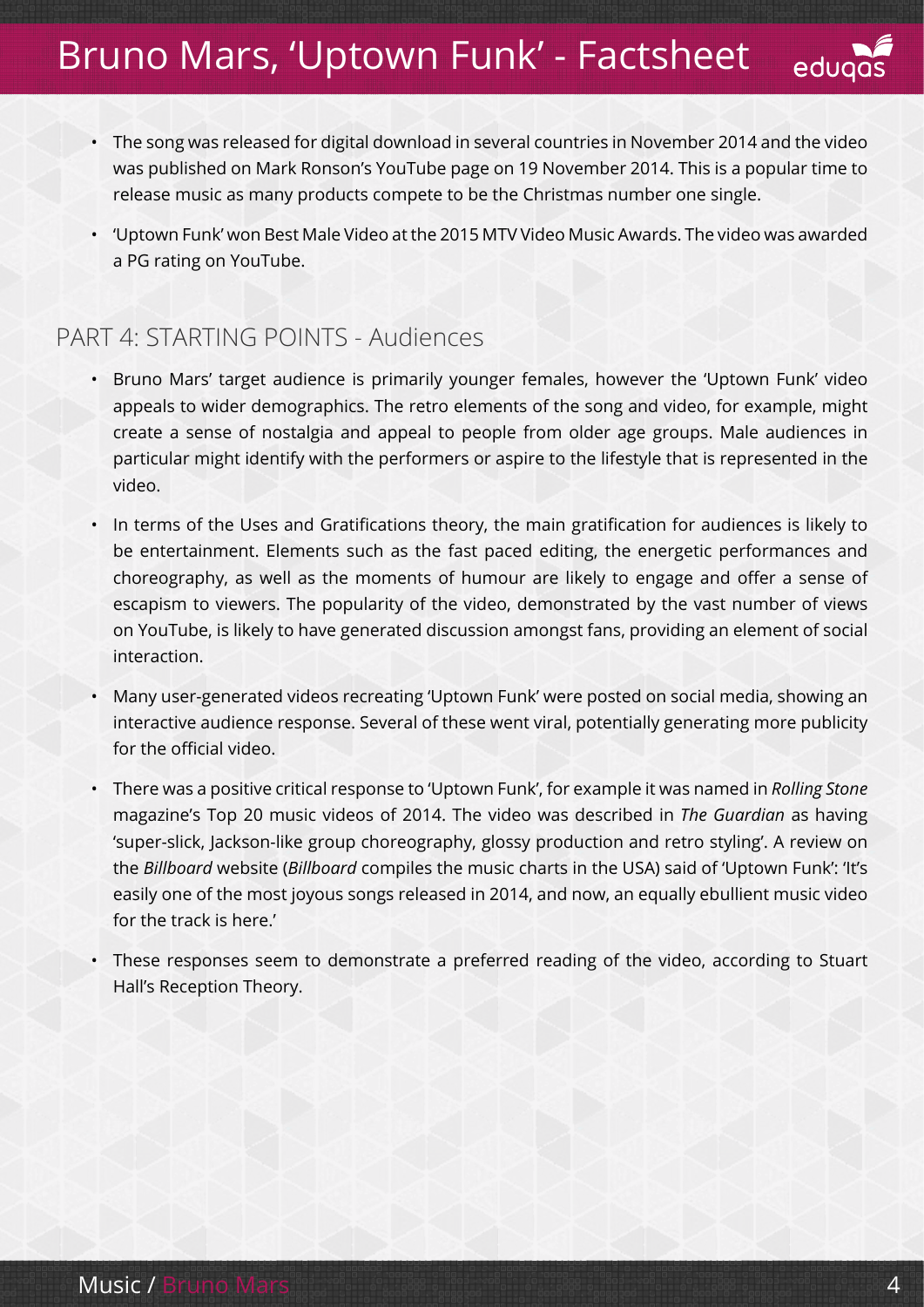- The song was released for digital download in several countries in November 2014 and the video was published on Mark Ronson's YouTube page on 19 November 2014. This is a popular time to release music as many products compete to be the Christmas number one single.
- 'Uptown Funk' won Best Male Video at the 2015 MTV Video Music Awards. The video was awarded a PG rating on YouTube.

## PART 4: STARTING POINTS - Audiences

- Bruno Mars' target audience is primarily younger females, however the 'Uptown Funk' video appeals to wider demographics. The retro elements of the song and video, for example, might create a sense of nostalgia and appeal to people from older age groups. Male audiences in particular might identify with the performers or aspire to the lifestyle that is represented in the video.
- In terms of the Uses and Gratifications theory, the main gratification for audiences is likely to be entertainment. Elements such as the fast paced editing, the energetic performances and choreography, as well as the moments of humour are likely to engage and offer a sense of escapism to viewers. The popularity of the video, demonstrated by the vast number of views on YouTube, is likely to have generated discussion amongst fans, providing an element of social interaction.
- Many user-generated videos recreating 'Uptown Funk' were posted on social media, showing an interactive audience response. Several of these went viral, potentially generating more publicity for the official video.
- There was a positive critical response to 'Uptown Funk', for example it was named in *Rolling Stone* magazine's Top 20 music videos of 2014. The video was described in *The Guardian* as having 'super-slick, Jackson-like group choreography, glossy production and retro styling'. A review on the *Billboard* website (*Billboard* compiles the music charts in the USA) said of 'Uptown Funk': 'It's easily one of the most joyous songs released in 2014, and now, an equally ebullient music video for the track is here.'
- These responses seem to demonstrate a preferred reading of the video, according to Stuart Hall's Reception Theory.